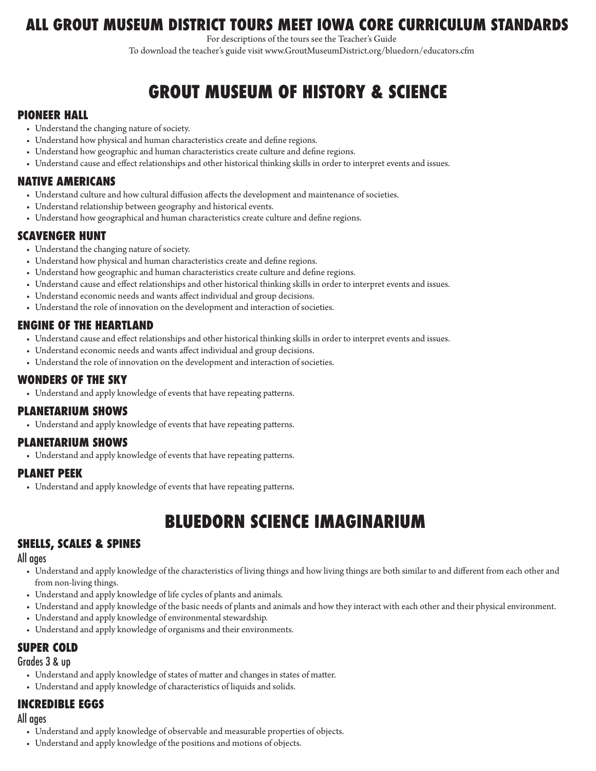# ALL GROUT MUSEUM DISTRICT TOURS MEET IOWA CORE CURRICULUM STANDARDS

For descriptions of the tours see the Teacher's Guide

To download the teacher's guide visit www.GroutMuseumDistrict.org/bluedorn/educators.cfm

# GROUT MUSEUM OF HISTORY & SCIENCE

### PIONEER HALL

- Understand the changing nature of society.
- Understand how physical and human characteristics create and define regions.
- Understand how geographic and human characteristics create culture and define regions.
- Understand cause and effect relationships and other historical thinking skills in order to interpret events and issues.

### NATIVE AMERICANS

- Understand culture and how cultural diffusion affects the development and maintenance of societies.
- Understand relationship between geography and historical events.
- Understand how geographical and human characteristics create culture and define regions.

### SCAVENGER HUNT

- Understand the changing nature of society.
- Understand how physical and human characteristics create and define regions.
- Understand how geographic and human characteristics create culture and define regions.
- Understand cause and effect relationships and other historical thinking skills in order to interpret events and issues.
- Understand economic needs and wants affect individual and group decisions.
- Understand the role of innovation on the development and interaction of societies.

### ENGINE OF THE HEARTLAND

- Understand cause and effect relationships and other historical thinking skills in order to interpret events and issues.
- Understand economic needs and wants affect individual and group decisions.
- Understand the role of innovation on the development and interaction of societies.

### WONDERS OF THE SKY

- Understand and apply knowledge of events that have repeating patterns.

### PLANETARIUM SHOWS

- Understand and apply knowledge of events that have repeating patterns.

### PLANETARIUM SHOWS

- Understand and apply knowledge of events that have repeating patterns.

### PLANET PEEK

- Understand and apply knowledge of events that have repeating patterns.

# BLUEDORN SCIENCE IMAGINARIUM

### SHELLS, SCALES & SPINES

All ages

- Understand and apply knowledge of the characteristics of living things and how living things are both similar to and different from each other and from non-living things.
- Understand and apply knowledge of life cycles of plants and animals.
- Understand and apply knowledge of the basic needs of plants and animals and how they interact with each other and their physical environment.
- Understand and apply knowledge of environmental stewardship.
- Understand and apply knowledge of organisms and their environments.

### SUPER COLD

Grades 3 & up

- Understand and apply knowledge of states of matter and changes in states of matter.
- Understand and apply knowledge of characteristics of liquids and solids.

### INCREDIBLE EGGS

All ages

- Understand and apply knowledge of observable and measurable properties of objects.
- Understand and apply knowledge of the positions and motions of objects.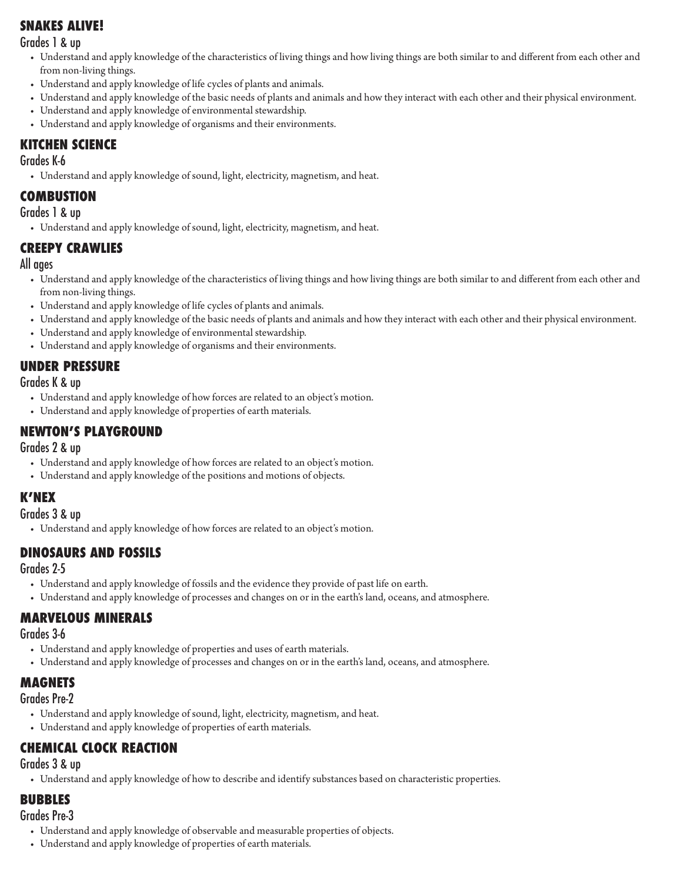## SNAKES ALIVE!

Grades 1 & up

- Understand and apply knowledge of the characteristics of living things and how living things are both similar to and different from each other and from non-living things.
- Understand and apply knowledge of life cycles of plants and animals.
- Understand and apply knowledge of the basic needs of plants and animals and how they interact with each other and their physical environment.
- Understand and apply knowledge of environmental stewardship.
- Understand and apply knowledge of organisms and their environments.

## KITCHEN SCIENCE

Grades K-6

- Understand and apply knowledge of sound, light, electricity, magnetism, and heat.

## COMBUSTION

Grades 1 & up

- Understand and apply knowledge of sound, light, electricity, magnetism, and heat.

## CREEPY CRAWLIES

All ages

- Understand and apply knowledge of the characteristics of living things and how living things are both similar to and different from each other and from non-living things.
- Understand and apply knowledge of life cycles of plants and animals.
- Understand and apply knowledge of the basic needs of plants and animals and how they interact with each other and their physical environment.
- Understand and apply knowledge of environmental stewardship.
- Understand and apply knowledge of organisms and their environments.

## UNDER PRESSURE

Grades K & up

- Understand and apply knowledge of how forces are related to an object's motion.
- Understand and apply knowledge of properties of earth materials.

## NEWTON'S PLAYGROUND

Grades 2 & up

- Understand and apply knowledge of how forces are related to an object's motion.
- Understand and apply knowledge of the positions and motions of objects.

## K'NEX

Grades 3 & up

- Understand and apply knowledge of how forces are related to an object's motion.

## DINOSAURS AND FOSSILS

Grades 2-5

- Understand and apply knowledge of fossils and the evidence they provide of past life on earth.
- Understand and apply knowledge of processes and changes on or in the earth's land, oceans, and atmosphere.

## MARVELOUS MINERALS

Grades 3-6

- Understand and apply knowledge of properties and uses of earth materials.
- Understand and apply knowledge of processes and changes on or in the earth's land, oceans, and atmosphere.

## MAGNETS

Grades Pre-2

- Understand and apply knowledge of sound, light, electricity, magnetism, and heat.
- Understand and apply knowledge of properties of earth materials.

## CHEMICAL CLOCK REACTION

Grades 3 & up

- Understand and apply knowledge of how to describe and identify substances based on characteristic properties.

## BUBBLES

Grades Pre-3

- Understand and apply knowledge of observable and measurable properties of objects.
- Understand and apply knowledge of properties of earth materials.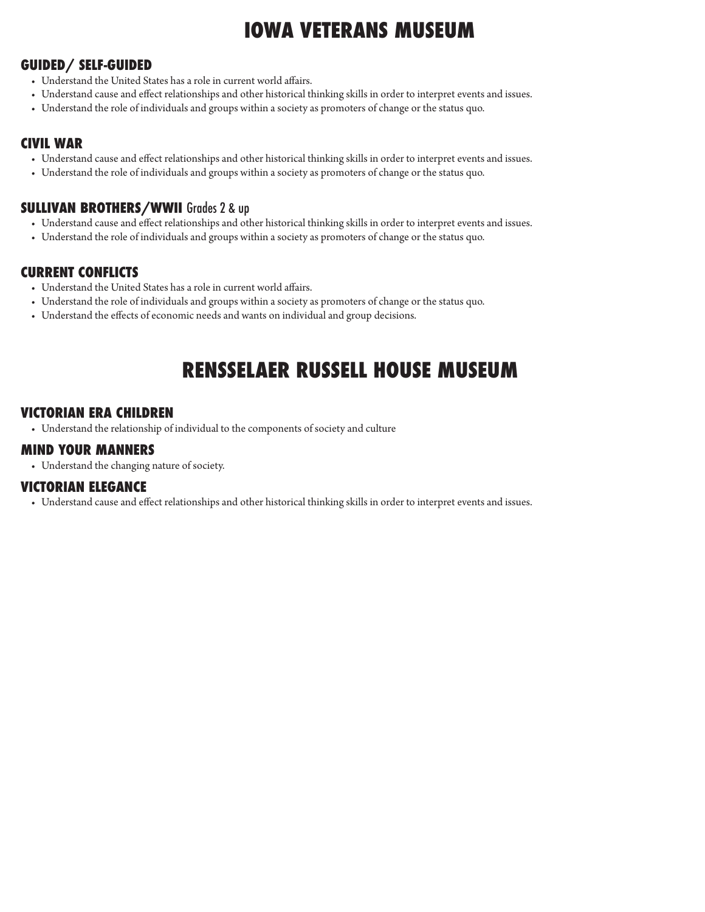# IOWA VETERANS MUSEUM

## GUIDED/ SELF-GUIDED

- Understand the United States has a role in current world affairs.
- Understand cause and effect relationships and other historical thinking skills in order to interpret events and issues.
- Understand the role of individuals and groups within a society as promoters of change or the status quo.

## CIVIL WAR

- Understand cause and effect relationships and other historical thinking skills in order to interpret events and issues.
- Understand the role of individuals and groups within a society as promoters of change or the status quo.

## SULLIVAN BROTHERS/WWII Grades 2 & up

- Understand cause and effect relationships and other historical thinking skills in order to interpret events and issues.
- Understand the role of individuals and groups within a society as promoters of change or the status quo.

## CURRENT CONFLICTS

- Understand the United States has a role in current world affairs.
- Understand the role of individuals and groups within a society as promoters of change or the status quo.
- Understand the effects of economic needs and wants on individual and group decisions.

# RENSSELAER RUSSELL HOUSE MUSEUM

## VICTORIAN ERA CHILDREN

- Understand the relationship of individual to the components of society and culture

## MIND YOUR MANNERS

- Understand the changing nature of society.

## VICTORIAN ELEGANCE

- Understand cause and effect relationships and other historical thinking skills in order to interpret events and issues.